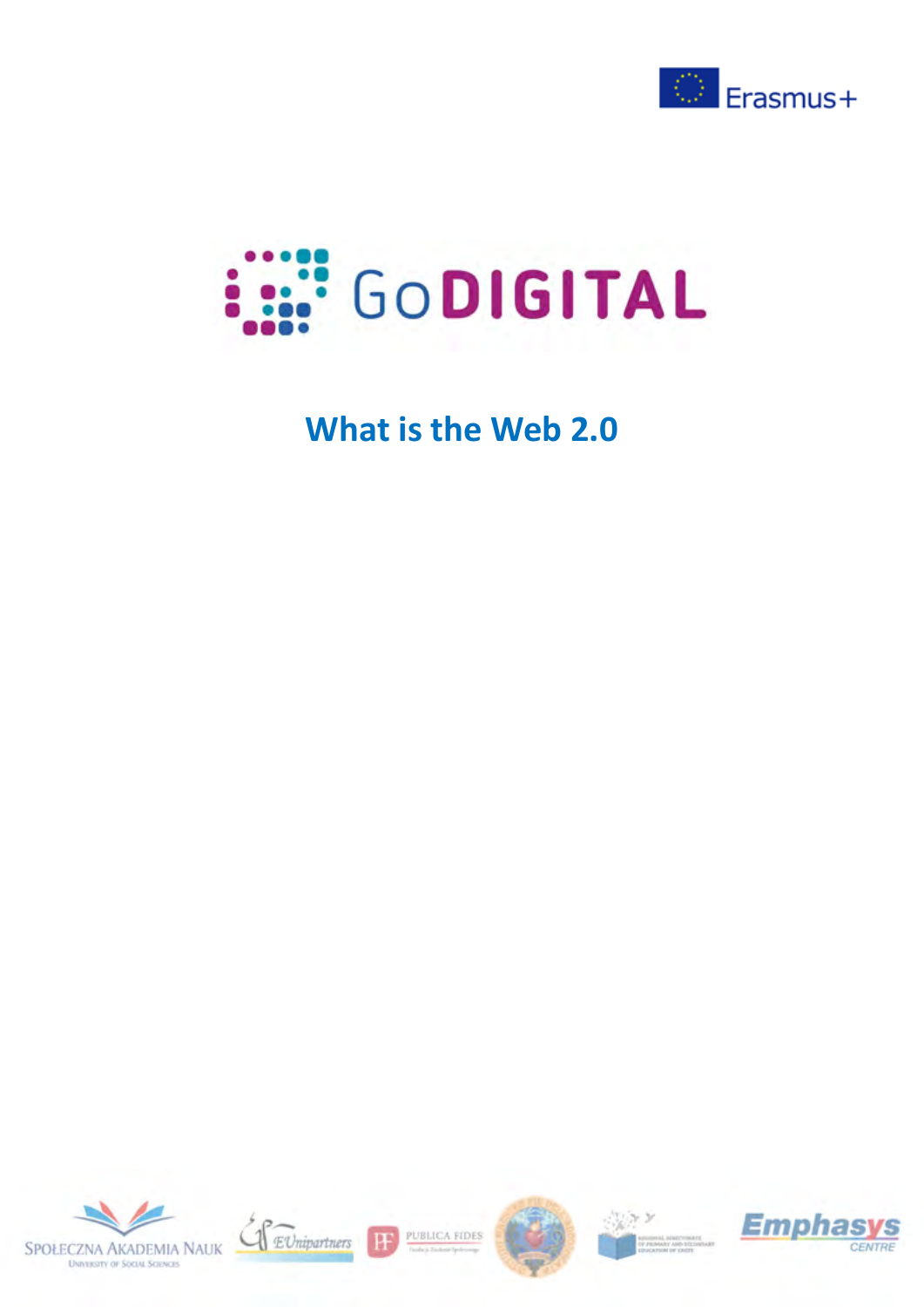Erasmus+

GoDIGITAL

# What is the Web 2.0

Społeczna Akademia Nauk
University of Social Sciences

EUnipartners

PUBLICA FIDES

Emphasys CENTRE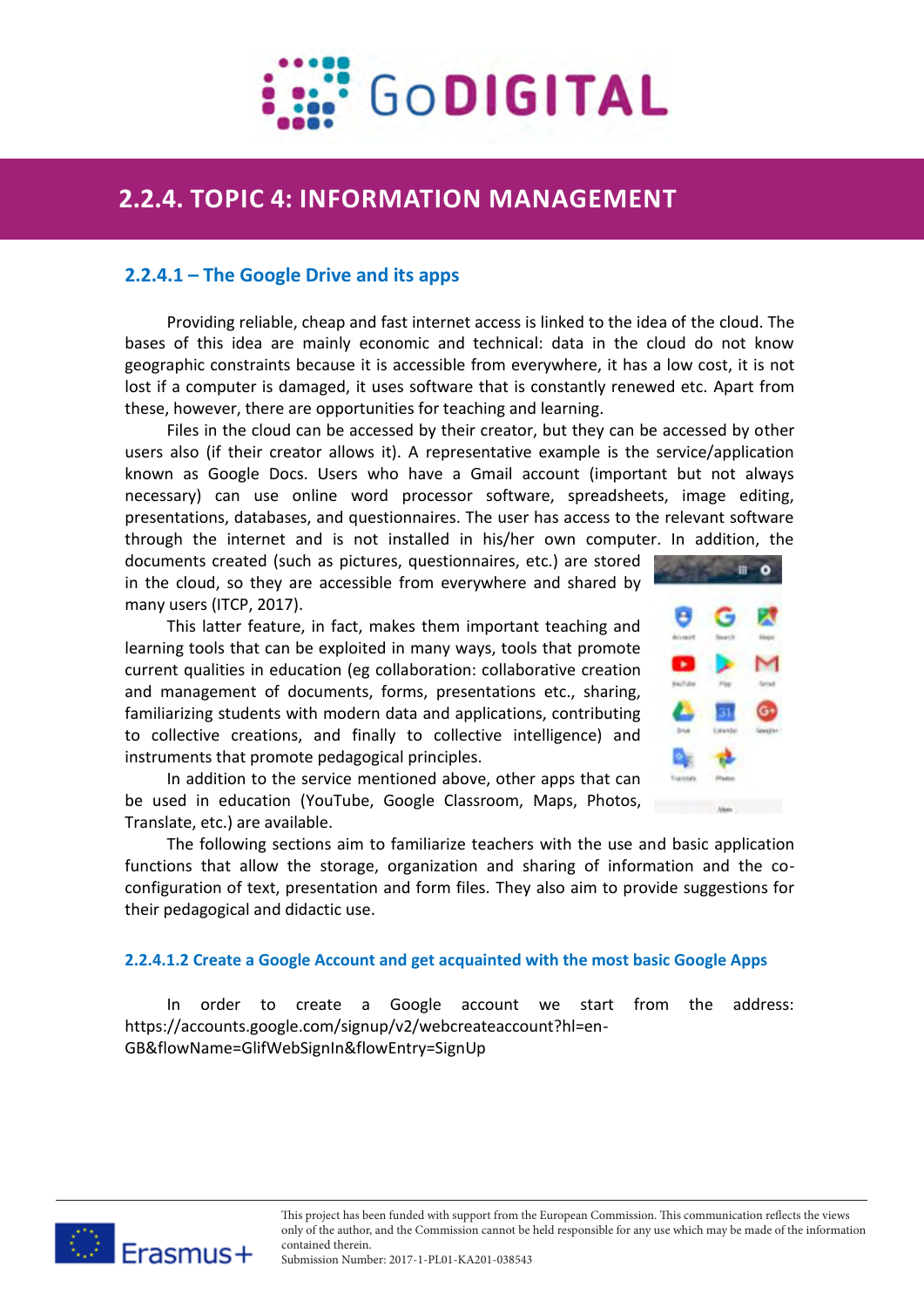## 2.2.4. TOPIC 4: INFORMATION MANAGEMENT

### 2.2.4.1 – The Google Drive and its apps

Providing reliable, cheap and fast internet access is linked to the idea of the cloud. The bases of this idea are mainly economic and technical: data in the cloud do not know geographic constraints because it is accessible from everywhere, it has a low cost, it is not lost if a computer is damaged, it uses software that is constantly renewed etc. Apart from these, however, there are opportunities for teaching and learning.

Files in the cloud can be accessed by their creator, but they can be accessed by other users also (if their creator allows it). A representative example is the service/application known as Google Docs. Users who have a Gmail account (important but not always necessary) can use online word processor software, spreadsheets, image editing, presentations, databases, and questionnaires. The user has access to the relevant software through the internet and is not installed in his/her own computer. In addition, the documents created (such as pictures, questionnaires, etc.) are stored in the cloud, so they are accessible from everywhere and shared by many users (ITCP, 2017).

This latter feature, in fact, makes them important teaching and learning tools that can be exploited in many ways, tools that promote current qualities in education (eg collaboration: collaborative creation and management of documents, forms, presentations etc., sharing, familiarizing students with modern data and applications, contributing to collective creations, and finally to collective intelligence) and instruments that promote pedagogical principles.

In addition to the service mentioned above, other apps that can be used in education (YouTube, Google Classroom, Maps, Photos, Translate, etc.) are available.

The following sections aim to familiarize teachers with the use and basic application functions that allow the storage, organization and sharing of information and the co-configuration of text, presentation and form files. They also aim to provide suggestions for their pedagogical and didactic use.

#### 2.2.4.1.2 Create a Google Account and get acquainted with the most basic Google Apps

In order to create a Google account we start from the address: https://accounts.google.com/signup/v2/webcreateaccount?hl=en-GB&flowName=GlifWebSignIn&flowEntry=SignUp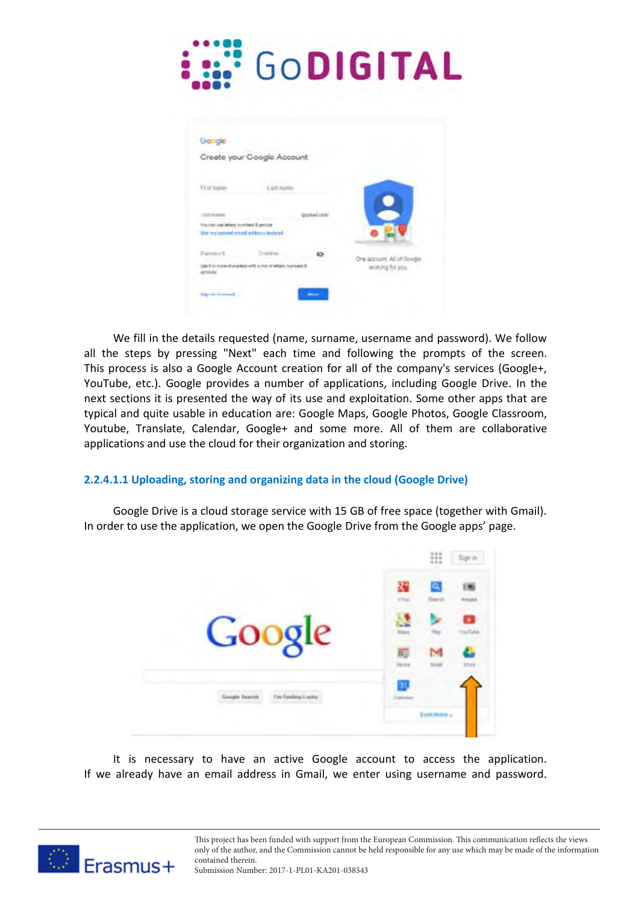We fill in the details requested (name, surname, username and password). We follow all the steps by pressing "Next" each time and following the prompts of the screen. This process is also a Google Account creation for all of the company's services (Google+, YouTube, etc.). Google provides a number of applications, including Google Drive. In the next sections it is presented the way of its use and exploitation. Some other apps that are typical and quite usable in education are: Google Maps, Google Photos, Google Classroom, Youtube, Translate, Calendar, Google+ and some more. All of them are collaborative applications and use the cloud for their organization and storing.

#### 2.2.4.1.1 Uploading, storing and organizing data in the cloud (Google Drive)

Google Drive is a cloud storage service with 15 GB of free space (together with Gmail). In order to use the application, we open the Google Drive from the Google apps' page.

It is necessary to have an active Google account to access the application. If we already have an email address in Gmail, we enter using username and password.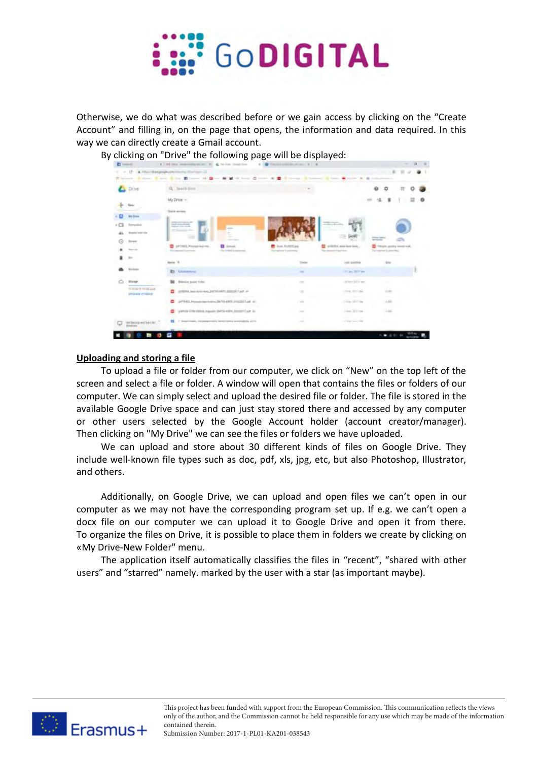Otherwise, we do what was described before or we gain access by clicking on the "Create Account" and filling in, on the page that opens, the information and data required. In this way we can directly create a Gmail account.

By clicking on "Drive" the following page will be displayed:

## Uploading and storing a file

To upload a file or folder from our computer, we click on "New" on the top left of the screen and select a file or folder. A window will open that contains the files or folders of our computer. We can simply select and upload the desired file or folder. The file is stored in the available Google Drive space and can just stay stored there and accessed by any computer or other users selected by the Google Account holder (account creator/manager). Then clicking on "My Drive" we can see the files or folders we have uploaded.

We can upload and store about 30 different kinds of files on Google Drive. They include well-known file types such as doc, pdf, xls, jpg, etc, but also Photoshop, Illustrator, and others.

Additionally, on Google Drive, we can upload and open files we can't open in our computer as we may not have the corresponding program set up. If e.g. we can't open a docx file on our computer we can upload it to Google Drive and open it from there. To organize the files on Drive, it is possible to place them in folders we create by clicking on «My Drive-New Folder" menu.

The application itself automatically classifies the files in "recent", "shared with other users" and "starred" namely. marked by the user with a star (as important maybe).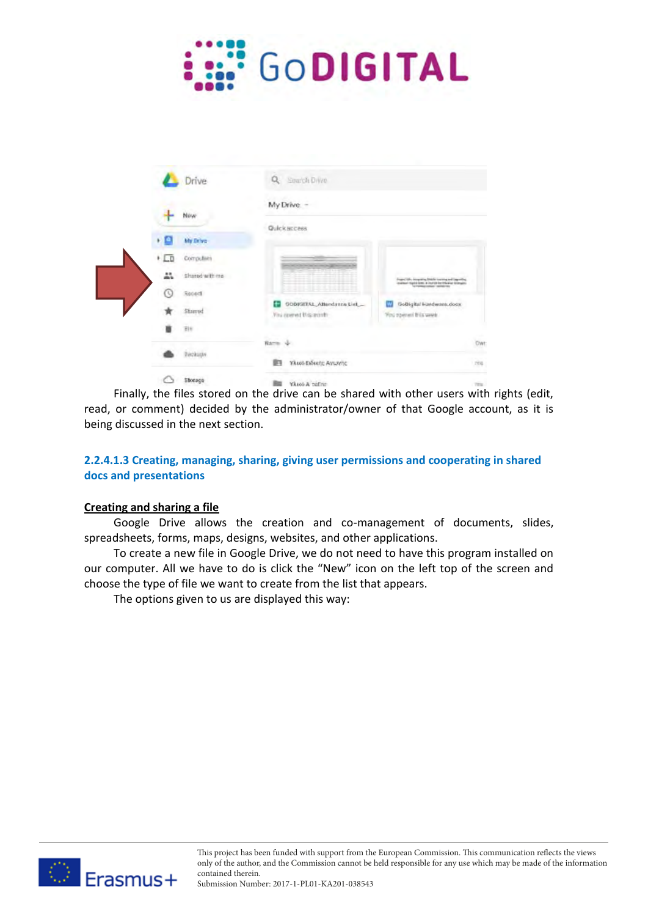Finally, the files stored on the drive can be shared with other users with rights (edit, read, or comment) decided by the administrator/owner of that Google account, as it is being discussed in the next section.

### 2.2.4.1.3 Creating, managing, sharing, giving user permissions and cooperating in shared docs and presentations

**Creating and sharing a file**

Google Drive allows the creation and co-management of documents, slides, spreadsheets, forms, maps, designs, websites, and other applications.

To create a new file in Google Drive, we do not need to have this program installed on our computer. All we have to do is click the "New" icon on the left top of the screen and choose the type of file we want to create from the list that appears.

The options given to us are displayed this way: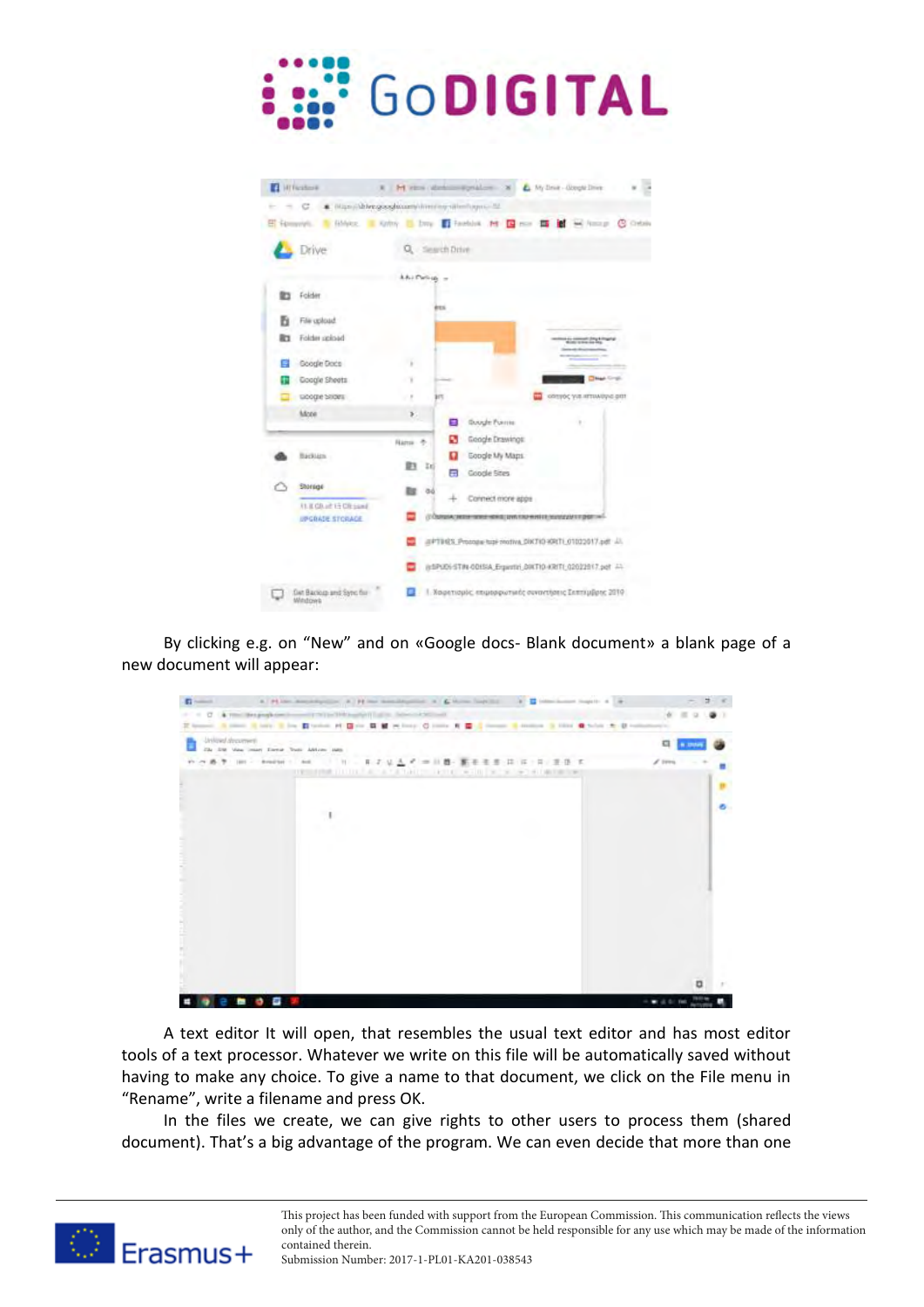By clicking e.g. on “New” and on «Google docs- Blank document» a blank page of a new document will appear:

A text editor It will open, that resembles the usual text editor and has most editor tools of a text processor. Whatever we write on this file will be automatically saved without having to make any choice. To give a name to that document, we click on the File menu in “Rename”, write a filename and press OK.

In the files we create, we can give rights to other users to process them (shared document). That’s a big advantage of the program. We can even decide that more than one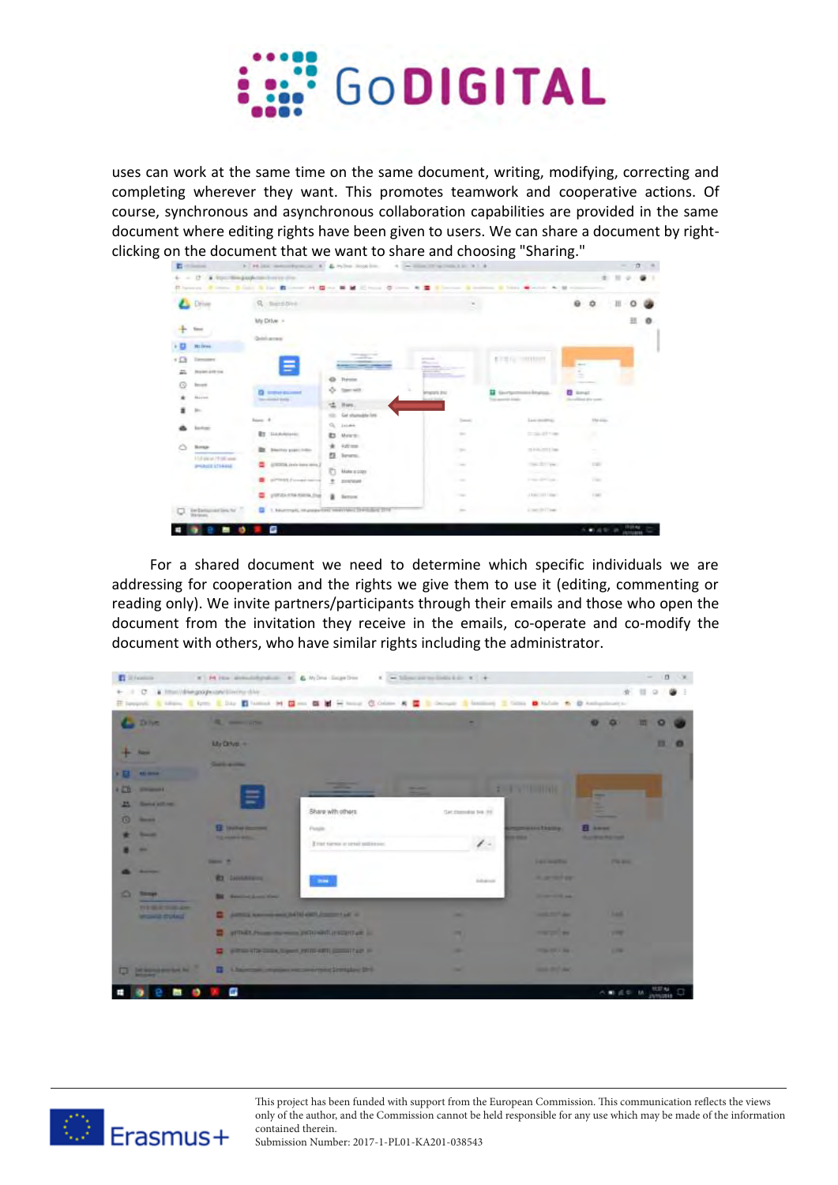uses can work at the same time on the same document, writing, modifying, correcting and completing wherever they want. This promotes teamwork and cooperative actions. Of course, synchronous and asynchronous collaboration capabilities are provided in the same document where editing rights have been given to users. We can share a document by right-clicking on the document that we want to share and choosing "Sharing."

For a shared document we need to determine which specific individuals we are addressing for cooperation and the rights we give them to use it (editing, commenting or reading only). We invite partners/participants through their emails and those who open the document from the invitation they receive in the emails, co-operate and co-modify the document with others, who have similar rights including the administrator.

This project has been funded with support from the European Commission. This communication reflects the views only of the author, and the Commission cannot be held responsible for any use which may be made of the information contained therein.
Submission Number: 2017-1-PL01-KA201-038543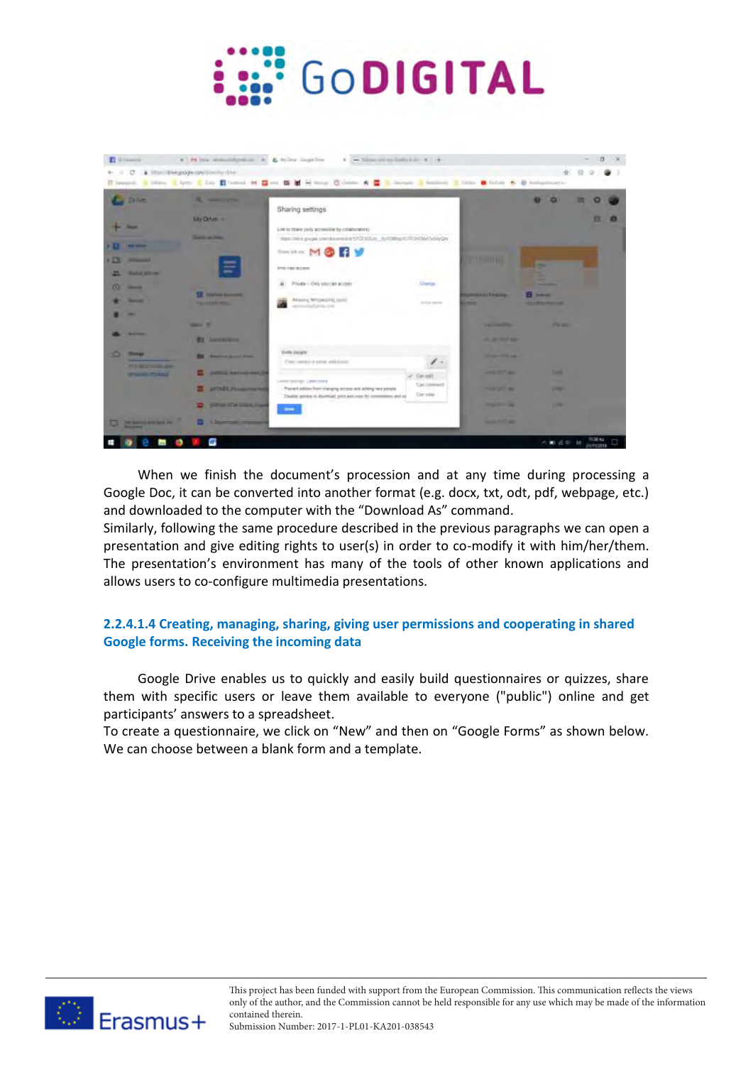When we finish the document's procession and at any time during processing a Google Doc, it can be converted into another format (e.g. docx, txt, odt, pdf, webpage, etc.) and downloaded to the computer with the "Download As" command.
Similarly, following the same procedure described in the previous paragraphs we can open a presentation and give editing rights to user(s) in order to co-modify it with him/her/them. The presentation's environment has many of the tools of other known applications and allows users to co-configure multimedia presentations.

#### 2.2.4.1.4 Creating, managing, sharing, giving user permissions and cooperating in shared Google forms. Receiving the incoming data

Google Drive enables us to quickly and easily build questionnaires or quizzes, share them with specific users or leave them available to everyone ("public") online and get participants' answers to a spreadsheet.
To create a questionnaire, we click on "New" and then on "Google Forms" as shown below. We can choose between a blank form and a template.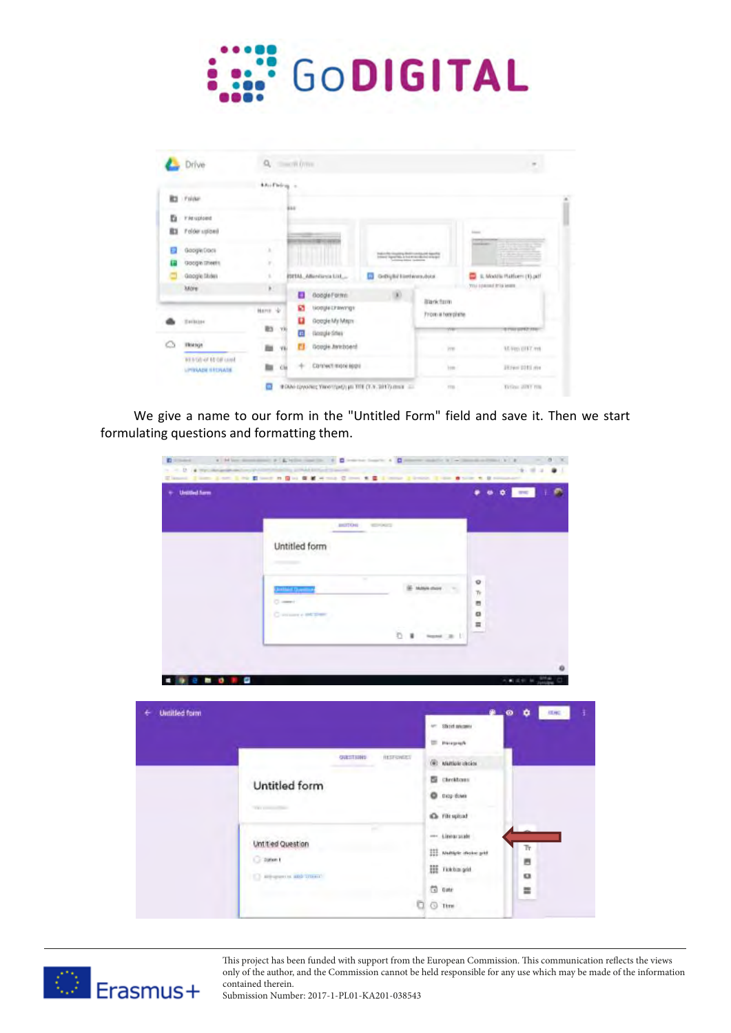We give a name to our form in the "Untitled Form" field and save it. Then we start formulating questions and formatting them.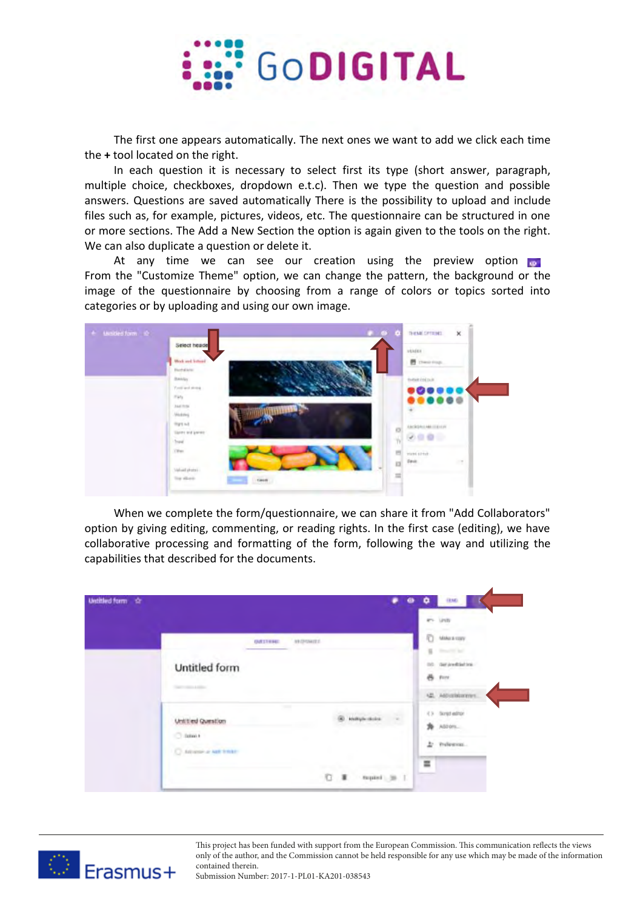The first one appears automatically. The next ones we want to add we click each time the **+** tool located on the right.

In each question it is necessary to select first its type (short answer, paragraph, multiple choice, checkboxes, dropdown e.t.c). Then we type the question and possible answers. Questions are saved automatically There is the possibility to upload and include files such as, for example, pictures, videos, etc. The questionnaire can be structured in one or more sections. The Add a New Section the option is again given to the tools on the right. We can also duplicate a question or delete it.

At any time we can see our creation using the preview option. From the "Customize Theme" option, we can change the pattern, the background or the image of the questionnaire by choosing from a range of colors or topics sorted into categories or by uploading and using our own image.

When we complete the form/questionnaire, we can share it from "Add Collaborators" option by giving editing, commenting, or reading rights. In the first case (editing), we have collaborative processing and formatting of the form, following the way and utilizing the capabilities that described for the documents.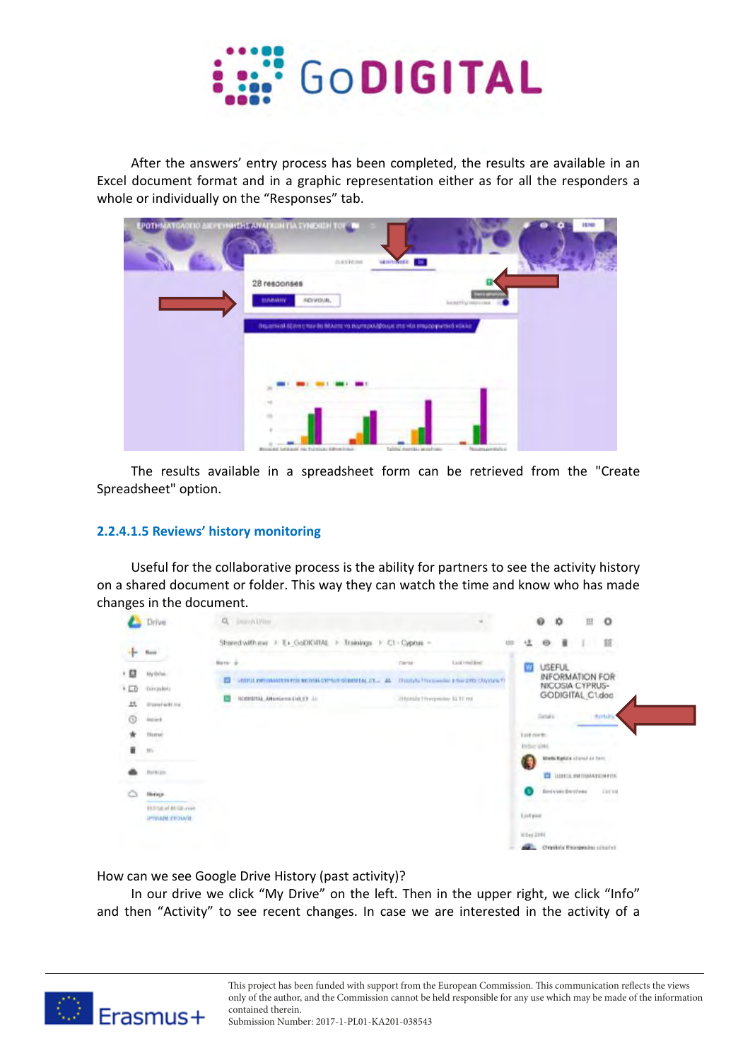After the answers' entry process has been completed, the results are available in an Excel document format and in a graphic representation either as for all the responders a whole or individually on the "Responses" tab.

The results available in a spreadsheet form can be retrieved from the "Create Spreadsheet" option.

### 2.2.4.1.5 Reviews' history monitoring

Useful for the collaborative process is the ability for partners to see the activity history on a shared document or folder. This way they can watch the time and know who has made changes in the document.

How can we see Google Drive History (past activity)?

In our drive we click "My Drive" on the left. Then in the upper right, we click "Info" and then "Activity" to see recent changes. In case we are interested in the activity of a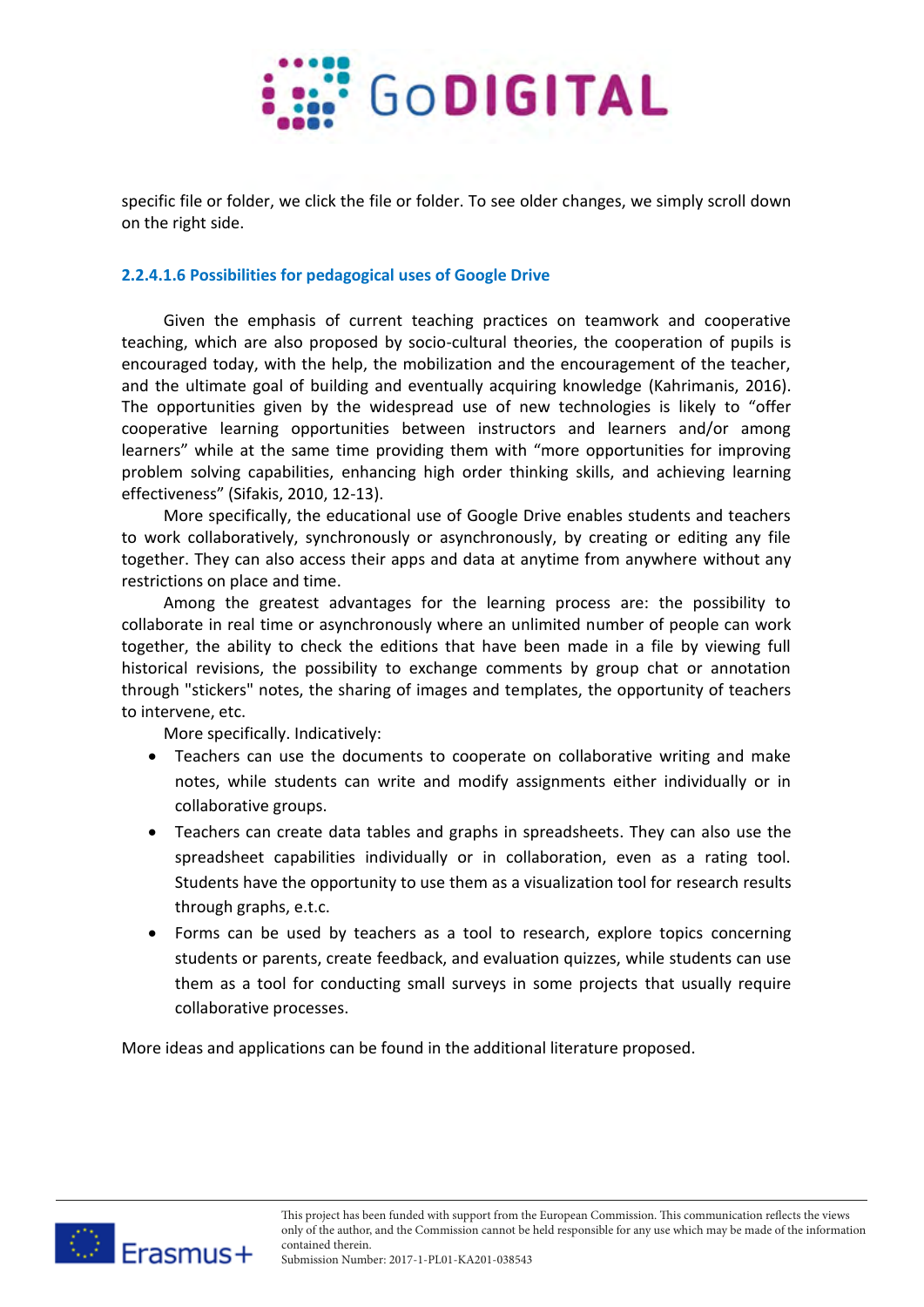specific file or folder, we click the file or folder. To see older changes, we simply scroll down on the right side.

#### 2.2.4.1.6 Possibilities for pedagogical uses of Google Drive

Given the emphasis of current teaching practices on teamwork and cooperative teaching, which are also proposed by socio-cultural theories, the cooperation of pupils is encouraged today, with the help, the mobilization and the encouragement of the teacher, and the ultimate goal of building and eventually acquiring knowledge (Kahrimanis, 2016). The opportunities given by the widespread use of new technologies is likely to "offer cooperative learning opportunities between instructors and learners and/or among learners" while at the same time providing them with "more opportunities for improving problem solving capabilities, enhancing high order thinking skills, and achieving learning effectiveness" (Sifakis, 2010, 12-13).

More specifically, the educational use of Google Drive enables students and teachers to work collaboratively, synchronously or asynchronously, by creating or editing any file together. They can also access their apps and data at anytime from anywhere without any restrictions on place and time.

Among the greatest advantages for the learning process are: the possibility to collaborate in real time or asynchronously where an unlimited number of people can work together, the ability to check the editions that have been made in a file by viewing full historical revisions, the possibility to exchange comments by group chat or annotation through "stickers" notes, the sharing of images and templates, the opportunity of teachers to intervene, etc.

More specifically. Indicatively:

- Teachers can use the documents to cooperate on collaborative writing and make notes, while students can write and modify assignments either individually or in collaborative groups.
- Teachers can create data tables and graphs in spreadsheets. They can also use the spreadsheet capabilities individually or in collaboration, even as a rating tool. Students have the opportunity to use them as a visualization tool for research results through graphs, e.t.c.
- Forms can be used by teachers as a tool to research, explore topics concerning students or parents, create feedback, and evaluation quizzes, while students can use them as a tool for conducting small surveys in some projects that usually require collaborative processes.

More ideas and applications can be found in the additional literature proposed.